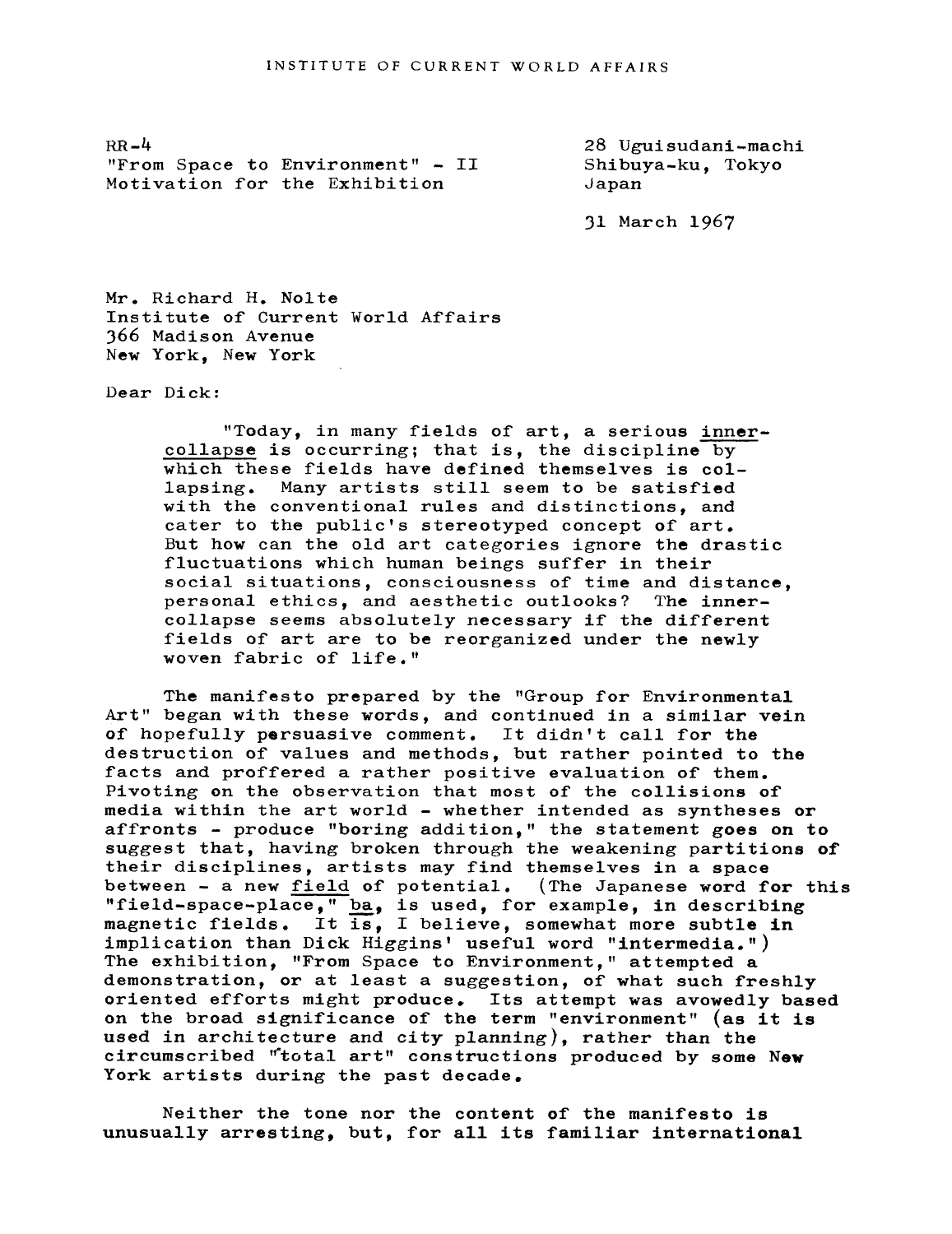INSTITUTE OF CURRENT WORLD AFFAIRS

RR-4
"From Space to Environment" - II
Motivation for the Exhibition

28 Uguisudani-machi
Shibuya-ku, Tokyo
Japan

31 March 1967

Mr. Richard H. Nolte
Institute of Current World Affairs
366 Madison Avenue
New York, New York

Dear Dick:

> "Today, in many fields of art, a serious <u>inner-collapse</u> is occurring; that is, the discipline by which these fields have defined themselves is collapsing. Many artists still seem to be satisfied with the conventional rules and distinctions, and cater to the public's stereotyped concept of art. But how can the old art categories ignore the drastic fluctuations which human beings suffer in their social situations, consciousness of time and distance, personal ethics, and aesthetic outlooks? The inner-collapse seems absolutely necessary if the different fields of art are to be reorganized under the newly woven fabric of life."

The manifesto prepared by the "Group for Environmental Art" began with these words, and continued in a similar vein of hopefully persuasive comment. It didn't call for the destruction of values and methods, but rather pointed to the facts and proffered a rather positive evaluation of them. Pivoting on the observation that most of the collisions of media within the art world - whether intended as syntheses or affronts - produce "boring addition," the statement goes on to suggest that, having broken through the weakening partitions of their disciplines, artists may find themselves in a space between - a new <u>field</u> of potential. (The Japanese word for this "field-space-place," <u>ba</u>, is used, for example, in describing magnetic fields. It <u>is</u>, I believe, somewhat more subtle in implication than Dick Higgins' useful word "intermedia.") The exhibition, "From Space to Environment," attempted a demonstration, or at least a suggestion, of what such freshly oriented efforts might produce. Its attempt was avowedly based on the broad significance of the term "environment" (as it is used in architecture and city planning), rather than the circumscribed "total art" constructions produced by some New York artists during the past decade.

Neither the tone nor the content of the manifesto is unusually arresting, but, for all its familiar international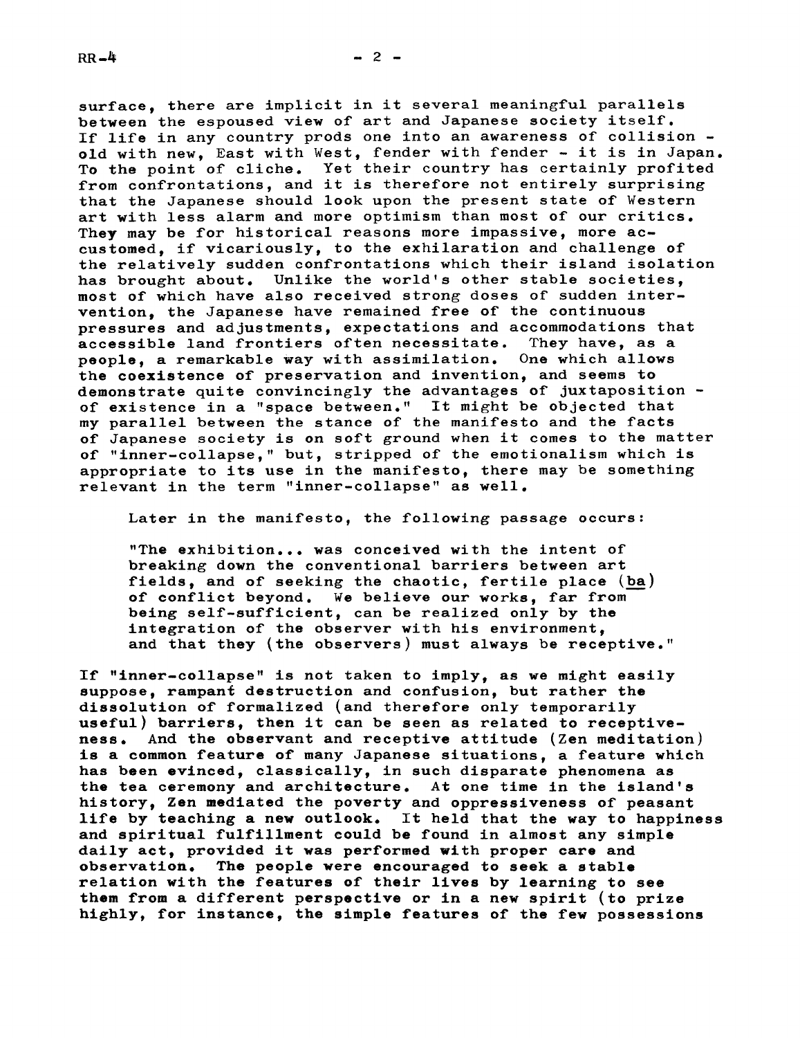surface, there are implicit in it several meaningful parallels between the espoused view of art and Japanese society itself. If life in any country prods one into an awareness of collision - old with new, East with West, fender with fender - it is in Japan. To the point of cliche. Yet their country has certainly profited from confrontations, and it is therefore not entirely surprising that the Japanese should look upon the present state of Western art with less alarm and more optimism than most of our critics. They may be for historical reasons more impassive, more accustomed, if vicariously, to the exhilaration and challenge of the relatively sudden confrontations which their island isolation has brought about. Unlike the world's other stable societies, most of which have also received strong doses of sudden intervention, the Japanese have remained free of the continuous pressures and adjustments, expectations and accommodations that accessible land frontiers often necessitate. They have, as a people, a remarkable way with assimilation. One which allows the coexistence of preservation and invention, and seems to demonstrate quite convincingly the advantages of juxtaposition - of existence in a "space between." It might be objected that my parallel between the stance of the manifesto and the facts of Japanese society is on soft ground when it comes to the matter of "inner-collapse," but, stripped of the emotionalism which is appropriate to its use in the manifesto, there may be something relevant in the term "inner-collapse" as well.

Later in the manifesto, the following passage occurs:

> "The exhibition... was conceived with the intent of breaking down the conventional barriers between art fields, and of seeking the chaotic, fertile place (<u>ba</u>) of conflict beyond. We believe our works, far from being self-sufficient, can be realized only by the integration of the observer with his environment, and that they (the observers) must always be receptive."

If "inner-collapse" is not taken to imply, as we might easily suppose, rampant destruction and confusion, but rather the dissolution of formalized (and therefore only temporarily useful) barriers, then it can be seen as related to receptiveness. And the observant and receptive attitude (Zen meditation) is a common feature of many Japanese situations, a feature which has been evinced, classically, in such disparate phenomena as the tea ceremony and architecture. At one time in the island's history, Zen mediated the poverty and oppressiveness of peasant life by teaching a new outlook. It held that the way to happiness and spiritual fulfillment could be found in almost any simple daily act, provided it was performed with proper care and observation. The people were encouraged to seek a stable relation with the features of their lives by learning to see them from a different perspective or in a new spirit (to prize highly, for instance, the simple features of the few possessions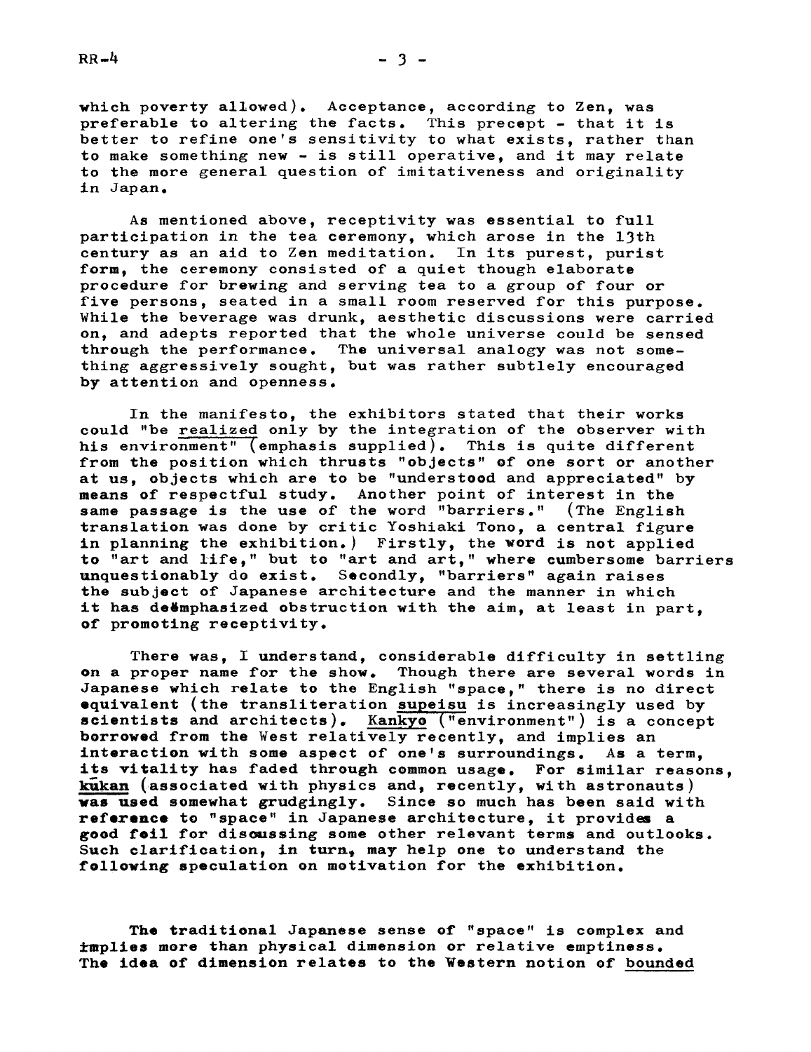which poverty allowed). Acceptance, according to Zen, was preferable to altering the facts. This precept - that it is better to refine one's sensitivity to what exists, rather than to make something new - is still operative, and it may relate to the more general question of imitativeness and originality in Japan.

As mentioned above, receptivity was essential to full participation in the tea ceremony, which arose in the 13th century as an aid to Zen meditation. In its purest, purist form, the ceremony consisted of a quiet though elaborate procedure for brewing and serving tea to a group of four or five persons, seated in a small room reserved for this purpose. While the beverage was drunk, aesthetic discussions were carried on, and adepts reported that the whole universe could be sensed through the performance. The universal analogy was not something aggressively sought, but was rather subtlely encouraged by attention and openness.

In the manifesto, the exhibitors stated that their works could "be realized only by the integration of the observer with his environment" (emphasis supplied). This is quite different from the position which thrusts "objects" of one sort or another at us, objects which are to be "understood and appreciated" by means of respectful study. Another point of interest in the same passage is the use of the word "barriers." (The English translation was done by critic Yoshiaki Tono, a central figure in planning the exhibition.) Firstly, the word is not applied to "art and life," but to "art and art," where cumbersome barriers unquestionably do exist. Secondly, "barriers" again raises the subject of Japanese architecture and the manner in which it has deëmphasized obstruction with the aim, at least in part, of promoting receptivity.

There was, I understand, considerable difficulty in settling on a proper name for the show. Though there are several words in Japanese which relate to the English "space," there is no direct equivalent (the transliteration supeisu is increasingly used by scientists and architects). Kankyo ("environment") is a concept borrowed from the West relatively recently, and implies an interaction with some aspect of one's surroundings. As a term, its vitality has faded through common usage. For similar reasons, kūkan (associated with physics and, recently, with astronauts) was used somewhat grudgingly. Since so much has been said with reference to "space" in Japanese architecture, it provides a good foil for discussing some other relevant terms and outlooks. Such clarification, in turn, may help one to understand the following speculation on motivation for the exhibition.

The traditional Japanese sense of "space" is complex and implies more than physical dimension or relative emptiness. The idea of dimension relates to the Western notion of bounded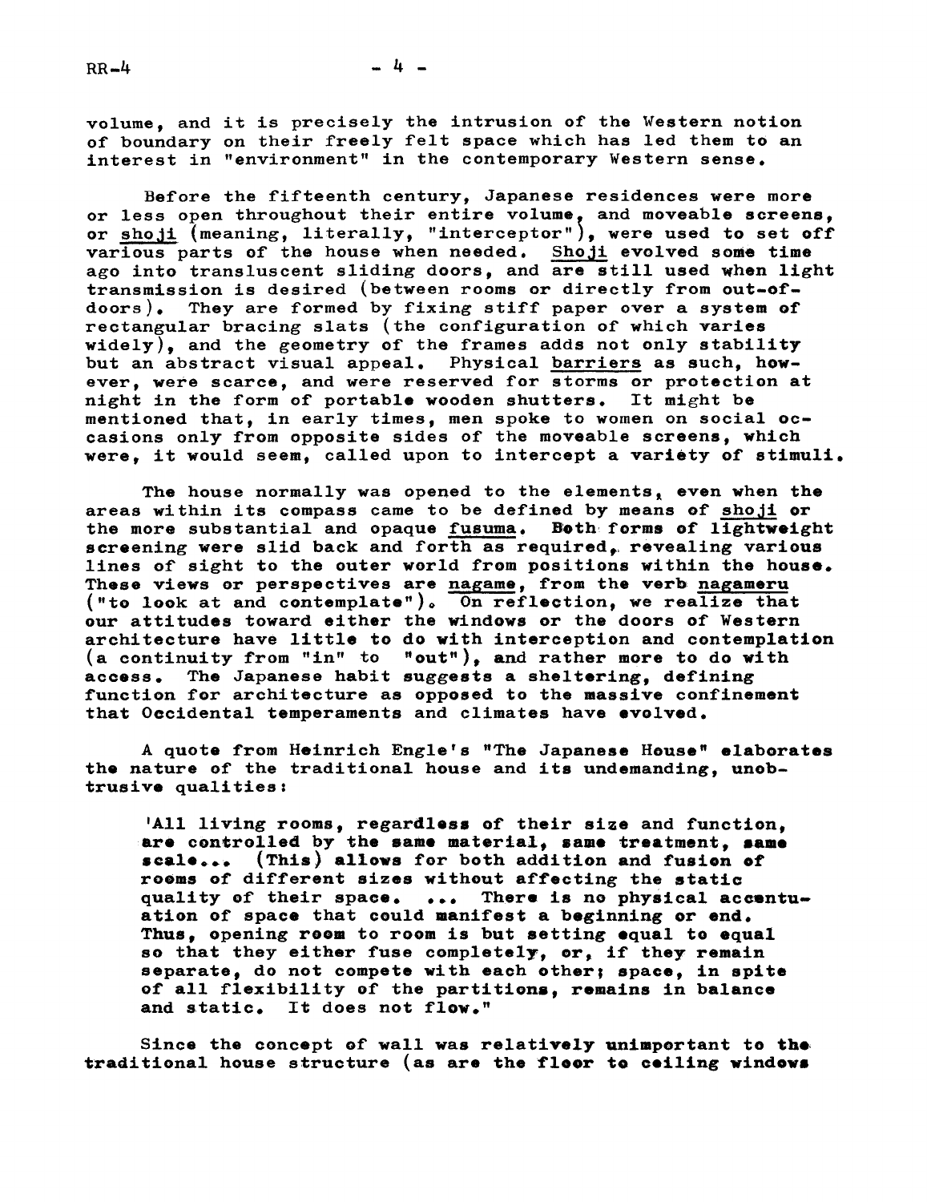volume, and it is precisely the intrusion of the Western notion of boundary on their freely felt space which has led them to an interest in "environment" in the contemporary Western sense.

Before the fifteenth century, Japanese residences were more or less open throughout their entire volume, and moveable screens, or _shoji_ (meaning, literally, "interceptor"), were used to set off various parts of the house when needed. _Shoji_ evolved some time ago into transluscent sliding doors, and are still used when light transmission is desired (between rooms or directly from out-of-doors). They are formed by fixing stiff paper over a system of rectangular bracing slats (the configuration of which varies widely), and the geometry of the frames adds not only stability but an abstract visual appeal. Physical _barriers_ as such, however, were scarce, and were reserved for storms or protection at night in the form of portable wooden shutters. It might be mentioned that, in early times, men spoke to women on social occasions only from opposite sides of the moveable screens, which were, it would seem, called upon to intercept a variety of stimuli.

The house normally was opened to the elements, even when the areas within its compass came to be defined by means of _shoji_ or the more substantial and opaque _fusuma_. Both forms of lightweight screening were slid back and forth as required, revealing various lines of sight to the outer world from positions within the house. These views or perspectives are _nagame_, from the verb _nagameru_ ("to look at and contemplate"). On reflection, we realize that our attitudes toward either the windows or the doors of Western architecture have little to do with interception and contemplation (a continuity from "in" to "out"), and rather more to do with access. The Japanese habit suggests a sheltering, defining function for architecture as opposed to the massive confinement that Occidental temperaments and climates have evolved.

A quote from Heinrich Engle's "The Japanese House" elaborates the nature of the traditional house and its undemanding, unobtrusive qualities:

> 'All living rooms, regardless of their size and function, are controlled by the same material, same treatment, same scale... (This) allows for both addition and fusion of rooms of different sizes without affecting the static quality of their space. ... There is no physical accentuation of space that could manifest a beginning or end. Thus, opening room to room is but setting equal to equal so that they either fuse completely, or, if they remain separate, do not compete with each other; space, in spite of all flexibility of the partitions, remains in balance and static. It does not flow."

Since the concept of wall was relatively unimportant to the traditional house structure (as are the floor to ceiling windows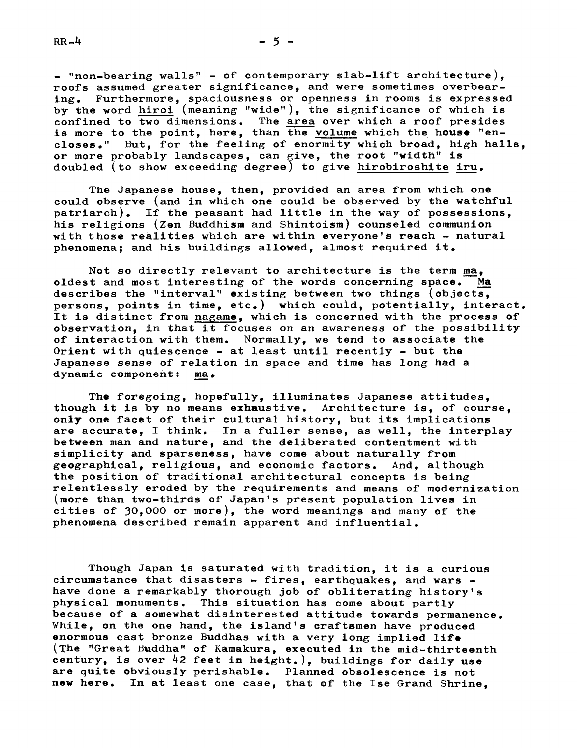- "non-bearing walls" - of contemporary slab-lift architecture), roofs assumed greater significance, and were sometimes overbearing. Furthermore, spaciousness or openness in rooms is expressed by the word hiroi (meaning "wide"), the significance of which is confined to two dimensions. The area over which a roof presides is more to the point, here, than the volume which the house "encloses." But, for the feeling of enormity which broad, high halls, or more probably landscapes, can give, the root "width" is doubled (to show exceeding degree) to give hirobiroshite iru.

The Japanese house, then, provided an area from which one could observe (and in which one could be observed by the watchful patriarch). If the peasant had little in the way of possessions, his religions (Zen Buddhism and Shintoism) counseled communion with those realities which are within everyone's reach - natural phenomena; and his buildings allowed, almost required it.

Not so directly relevant to architecture is the term ma, oldest and most interesting of the words concerning space. Ma describes the "interval" existing between two things (objects, persons, points in time, etc.) which could, potentially, interact. It is distinct from nagame, which is concerned with the process of observation, in that it focuses on an awareness of the possibility of interaction with them. Normally, we tend to associate the Orient with quiescence - at least until recently - but the Japanese sense of relation in space and time has long had a dynamic component: ma.

The foregoing, hopefully, illuminates Japanese attitudes, though it is by no means exhaustive. Architecture is, of course, only one facet of their cultural history, but its implications are accurate, I think. In a fuller sense, as well, the interplay between man and nature, and the deliberated contentment with simplicity and sparseness, have come about naturally from geographical, religious, and economic factors. And, although the position of traditional architectural concepts is being relentlessly eroded by the requirements and means of modernization (more than two-thirds of Japan's present population lives in cities of 30,000 or more), the word meanings and many of the phenomena described remain apparent and influential.

Though Japan is saturated with tradition, it is a curious circumstance that disasters - fires, earthquakes, and wars - have done a remarkably thorough job of obliterating history's physical monuments. This situation has come about partly because of a somewhat disinterested attitude towards permanence. While, on the one hand, the island's craftsmen have produced enormous cast bronze Buddhas with a very long implied life (The "Great Buddha" of Kamakura, executed in the mid-thirteenth century, is over 42 feet in height.), buildings for daily use are quite obviously perishable. Planned obsolescence is not new here. In at least one case, that of the Ise Grand Shrine,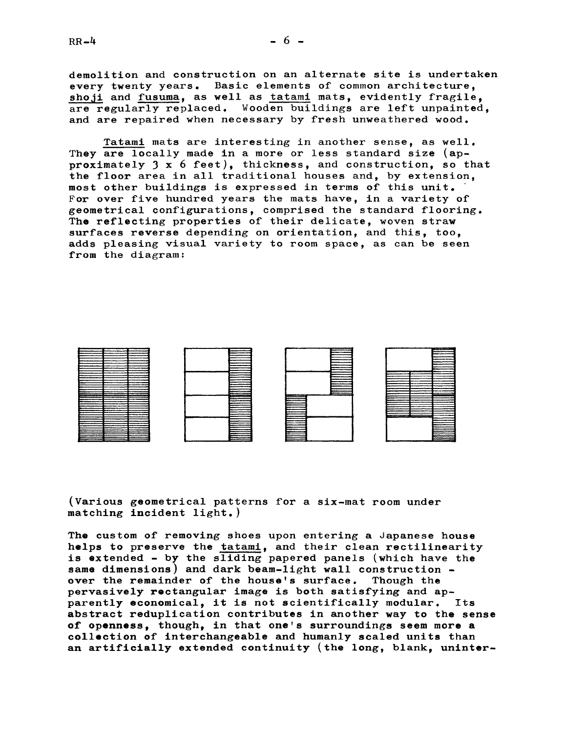demolition and construction on an alternate site is undertaken every twenty years. Basic elements of common architecture, _shoji_ and _fusuma_, as well as _tatami_ mats, evidently fragile, are regularly replaced. Wooden buildings are left unpainted, and are repaired when necessary by fresh unweathered wood.

_Tatami_ mats are interesting in another sense, as well. They are locally made in a more or less standard size (approximately 3 x 6 feet), thickness, and construction, so that the floor area in all traditional houses and, by extension, most other buildings is expressed in terms of this unit. For over five hundred years the mats have, in a variety of geometrical configurations, comprised the standard flooring. The reflecting properties of their delicate, woven straw surfaces reverse depending on orientation, and this, too, adds pleasing visual variety to room space, as can be seen from the diagram:

(Various geometrical patterns for a six-mat room under matching incident light.)

The custom of removing shoes upon entering a Japanese house helps to preserve the _tatami_, and their clean rectilinearity is extended - by the sliding papered panels (which have the same dimensions) and dark beam-light wall construction - over the remainder of the house's surface. Though the pervasively rectangular image is both satisfying and apparently economical, it is not scientifically modular. Its abstract reduplication contributes in another way to the sense of openness, though, in that one's surroundings seem more a collection of interchangeable and humanly scaled units than an artificially extended continuity (the long, blank, uninter-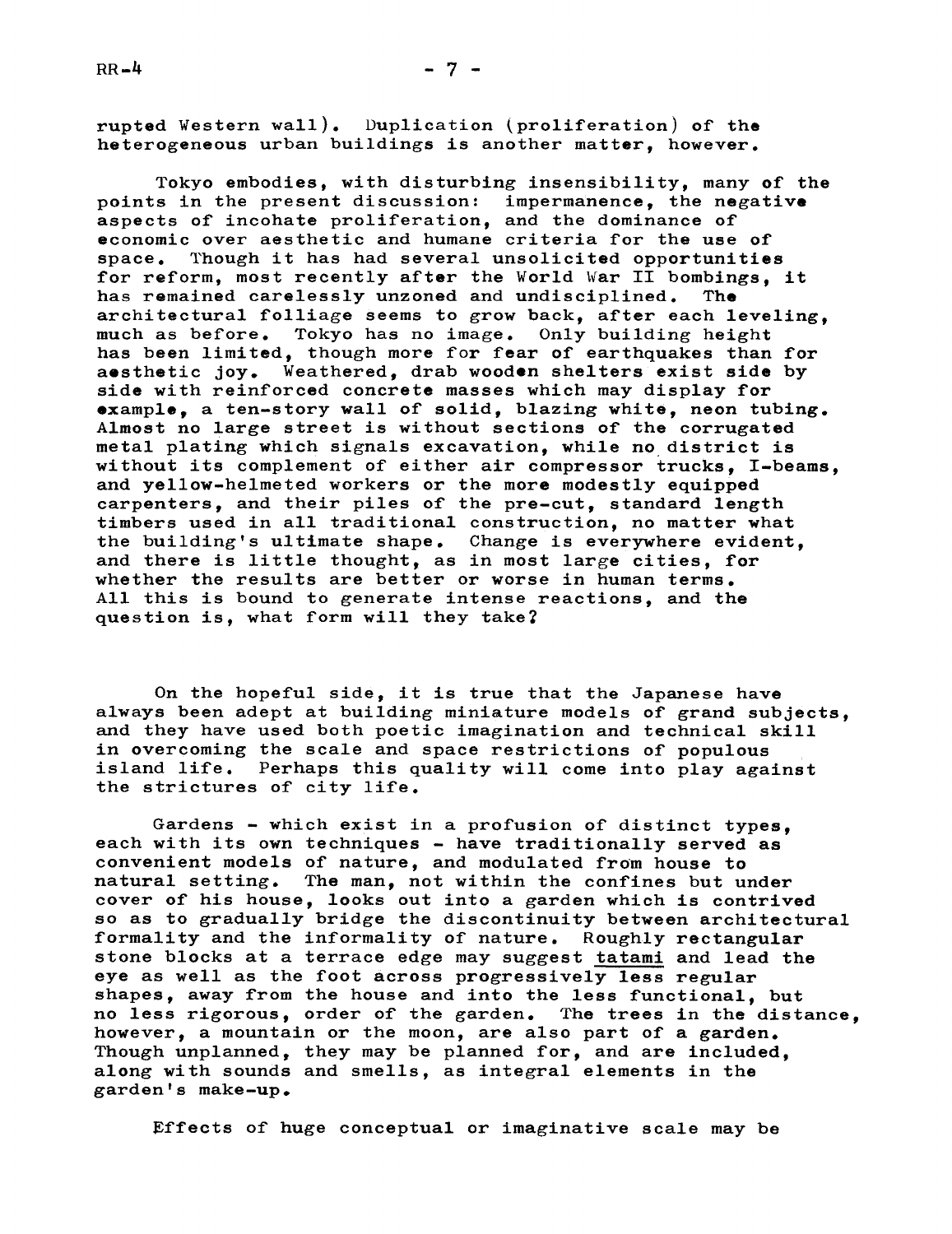rupted Western wall). Duplication (proliferation) of the heterogeneous urban buildings is another matter, however.

Tokyo embodies, with disturbing insensibility, many of the points in the present discussion: impermanence, the negative aspects of incohate proliferation, and the dominance of economic over aesthetic and humane criteria for the use of space. Though it has had several unsolicited opportunities for reform, most recently after the World War II bombings, it has remained carelessly unzoned and undisciplined. The architectural folliage seems to grow back, after each leveling, much as before. Tokyo has no image. Only building height has been limited, though more for fear of earthquakes than for aesthetic joy. Weathered, drab wooden shelters exist side by side with reinforced concrete masses which may display for example, a ten-story wall of solid, blazing white, neon tubing. Almost no large street is without sections of the corrugated metal plating which signals excavation, while no district is without its complement of either air compressor trucks, I-beams, and yellow-helmeted workers or the more modestly equipped carpenters, and their piles of the pre-cut, standard length timbers used in all traditional construction, no matter what the building's ultimate shape. Change is everywhere evident, and there is little thought, as in most large cities, for whether the results are better or worse in human terms. All this is bound to generate intense reactions, and the question is, what form will they take?

On the hopeful side, it is true that the Japanese have always been adept at building miniature models of grand subjects, and they have used both poetic imagination and technical skill in overcoming the scale and space restrictions of populous island life. Perhaps this quality will come into play against the strictures of city life.

Gardens - which exist in a profusion of distinct types, each with its own techniques - have traditionally served as convenient models of nature, and modulated from house to natural setting. The man, not within the confines but under cover of his house, looks out into a garden which is contrived so as to gradually bridge the discontinuity between architectural formality and the informality of nature. Roughly rectangular stone blocks at a terrace edge may suggest _tatami_ and lead the eye as well as the foot across progressively less regular shapes, away from the house and into the less functional, but no less rigorous, order of the garden. The trees in the distance, however, a mountain or the moon, are also part of a garden. Though unplanned, they may be planned for, and are included, along with sounds and smells, as integral elements in the garden's make-up.

Effects of huge conceptual or imaginative scale may be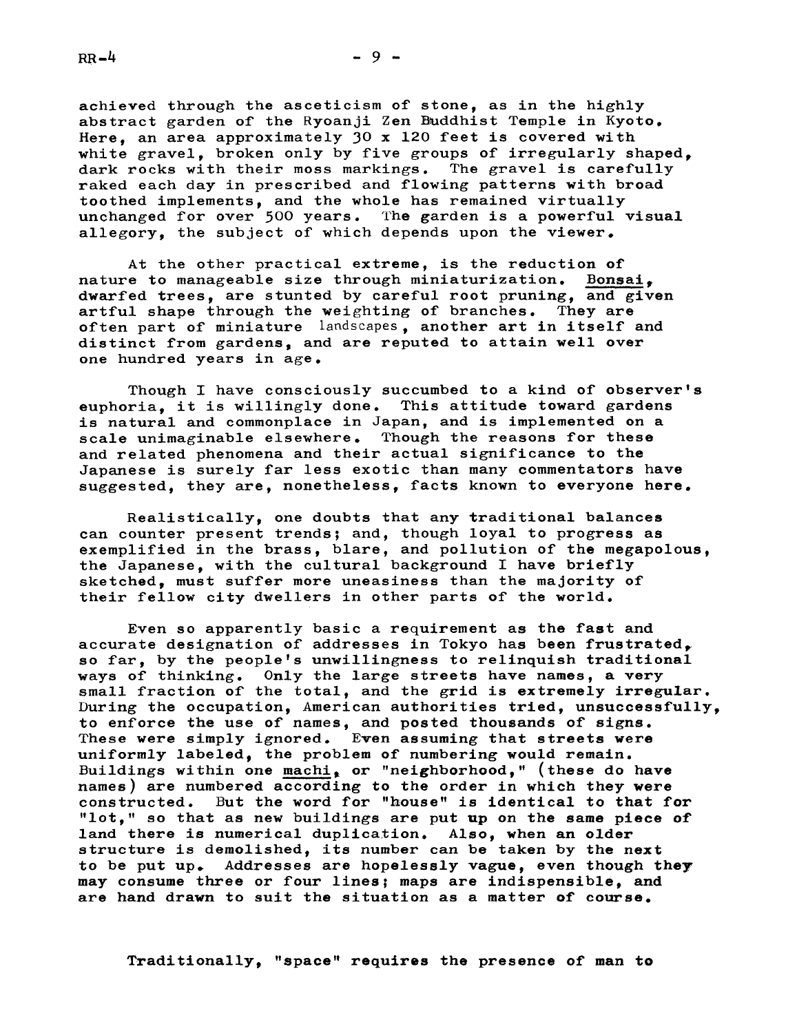achieved through the asceticism of stone, as in the highly abstract garden of the Ryoanji Zen Buddhist Temple in Kyoto. Here, an area approximately 30 x 120 feet is covered with white gravel, broken only by five groups of irregularly shaped, dark rocks with their moss markings. The gravel is carefully raked each day in prescribed and flowing patterns with broad toothed implements, and the whole has remained virtually unchanged for over 500 years. The garden is a powerful visual allegory, the subject of which depends upon the viewer.

At the other practical extreme, is the reduction of nature to manageable size through miniaturization. Bonsai, dwarfed trees, are stunted by careful root pruning, and given artful shape through the weighting of branches. They are often part of miniature landscapes, another art in itself and distinct from gardens, and are reputed to attain well over one hundred years in age.

Though I have consciously succumbed to a kind of observer's euphoria, it is willingly done. This attitude toward gardens is natural and commonplace in Japan, and is implemented on a scale unimaginable elsewhere. Though the reasons for these and related phenomena and their actual significance to the Japanese is surely far less exotic than many commentators have suggested, they are, nonetheless, facts known to everyone here.

Realistically, one doubts that any traditional balances can counter present trends; and, though loyal to progress as exemplified in the brass, blare, and pollution of the megapolous, the Japanese, with the cultural background I have briefly sketched, must suffer more uneasiness than the majority of their fellow city dwellers in other parts of the world.

Even so apparently basic a requirement as the fast and accurate designation of addresses in Tokyo has been frustrated, so far, by the people's unwillingness to relinquish traditional ways of thinking. Only the large streets have names, a very small fraction of the total, and the grid is extremely irregular. During the occupation, American authorities tried, unsuccessfully, to enforce the use of names, and posted thousands of signs. These were simply ignored. Even assuming that streets were uniformly labeled, the problem of numbering would remain. Buildings within one machi, or "neighborhood," (these do have names) are numbered according to the order in which they were constructed. But the word for "house" is identical to that for "lot," so that as new buildings are put up on the same piece of land there is numerical duplication. Also, when an older structure is demolished, its number can be taken by the next to be put up. Addresses are hopelessly vague, even though they may consume three or four lines; maps are indispensible, and are hand drawn to suit the situation as a matter of course.

Traditionally, "space" requires the presence of man to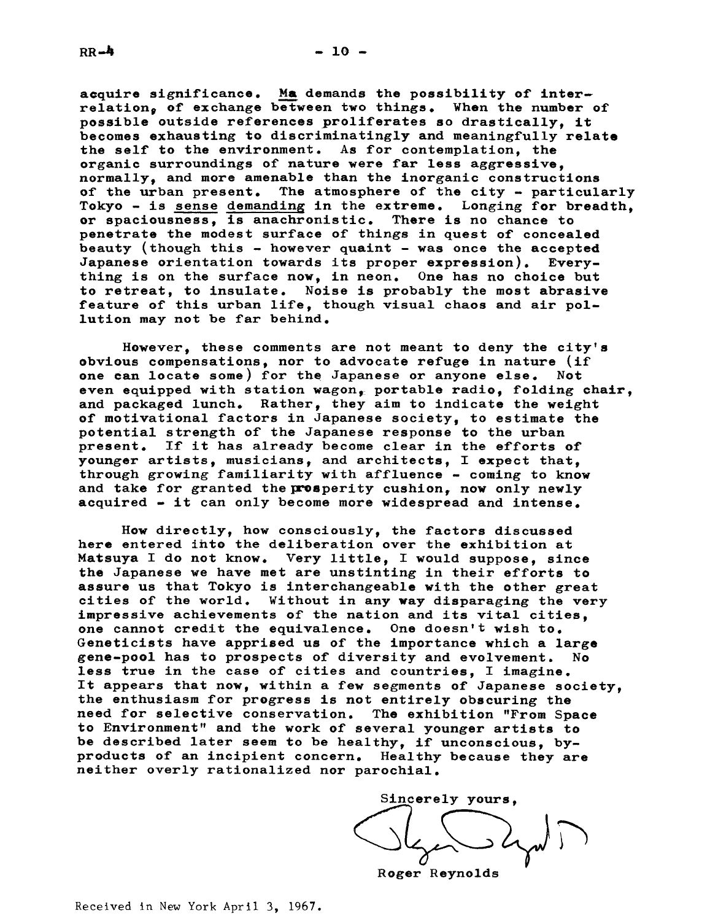acquire significance. Ma demands the possibility of interrelation, of exchange between two things. When the number of possible outside references proliferates so drastically, it becomes exhausting to discriminatingly and meaningfully relate the self to the environment. As for contemplation, the organic surroundings of nature were far less aggressive, normally, and more amenable than the inorganic constructions of the urban present. The atmosphere of the city - particularly Tokyo - is sense demanding in the extreme. Longing for breadth, or spaciousness, is anachronistic. There is no chance to penetrate the modest surface of things in quest of concealed beauty (though this - however quaint - was once the accepted Japanese orientation towards its proper expression). Everything is on the surface now, in neon. One has no choice but to retreat, to insulate. Noise is probably the most abrasive feature of this urban life, though visual chaos and air pollution may not be far behind.

However, these comments are not meant to deny the city's obvious compensations, nor to advocate refuge in nature (if one can locate some) for the Japanese or anyone else. Not even equipped with station wagon, portable radio, folding chair, and packaged lunch. Rather, they aim to indicate the weight of motivational factors in Japanese society, to estimate the potential strength of the Japanese response to the urban present. If it has already become clear in the efforts of younger artists, musicians, and architects, I expect that, through growing familiarity with affluence - coming to know and take for granted the prosperity cushion, now only newly acquired - it can only become more widespread and intense.

How directly, how consciously, the factors discussed here entered into the deliberation over the exhibition at Matsuya I do not know. Very little, I would suppose, since the Japanese we have met are unstinting in their efforts to assure us that Tokyo is interchangeable with the other great cities of the world. Without in any way disparaging the very impressive achievements of the nation and its vital cities, one cannot credit the equivalence. One doesn't wish to. Geneticists have apprised us of the importance which a large gene-pool has to prospects of diversity and evolvement. No less true in the case of cities and countries, I imagine. It appears that now, within a few segments of Japanese society, the enthusiasm for progress is not entirely obscuring the need for selective conservation. The exhibition "From Space to Environment" and the work of several younger artists to be described later seem to be healthy, if unconscious, byproducts of an incipient concern. Healthy because they are neither overly rationalized nor parochial.

Sincerely yours,

Roger Reynolds

Received in New York April 3, 1967.